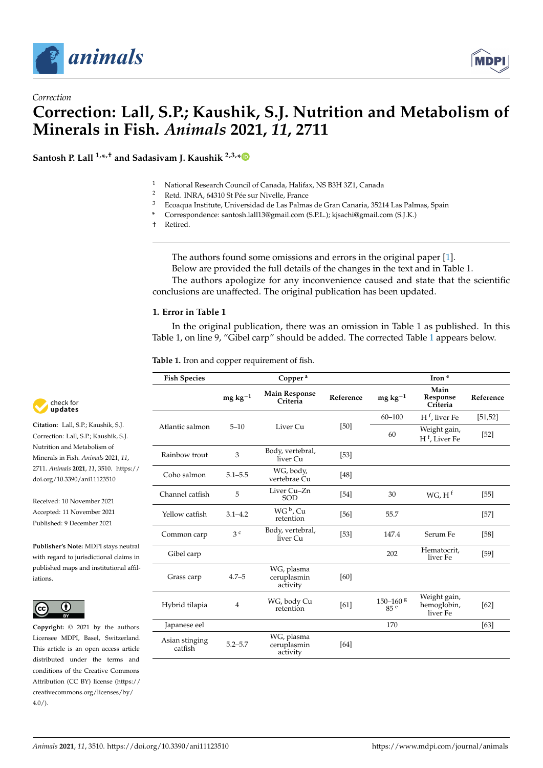Correction

# Correction: Lall, S.P.; Kaushik, S.J. Nutrition and Metabolism of Minerals in Fish. *Animals* 2021, *11*, 2711

**Santosh P. Lall [1,*,†] and Sadasivam J. Kaushik [2,3,*]**

1 National Research Council of Canada, Halifax, NS B3H 3Z1, Canada
2 Retd. INRA, 64310 St Pée sur Nivelle, France
3 Ecoaqua Institute, Universidad de Las Palmas de Gran Canaria, 35214 Las Palmas, Spain
* Correspondence: santosh.lall13@gmail.com (S.P.L.); kjsachi@gmail.com (S.J.K.)
† Retired.

**Citation:** Lall, S.P.; Kaushik, S.J. Correction: Lall, S.P.; Kaushik, S.J. Nutrition and Metabolism of Minerals in Fish. *Animals* 2021, *11*, 2711. *Animals* **2021**, *11*, 3510. https://doi.org/10.3390/ani11123510

Received: 10 November 2021
Accepted: 11 November 2021
Published: 9 December 2021

**Publisher's Note:** MDPI stays neutral with regard to jurisdictional claims in published maps and institutional affiliations.

**Copyright:** © 2021 by the authors. Licensee MDPI, Basel, Switzerland. This article is an open access article distributed under the terms and conditions of the Creative Commons Attribution (CC BY) license (https://creativecommons.org/licenses/by/4.0/).

The authors found some omissions and errors in the original paper [1].

Below are provided the full details of the changes in the text and in Table 1.

The authors apologize for any inconvenience caused and state that the scientific conclusions are unaffected. The original publication has been updated.

## 1. Error in Table 1

In the original publication, there was an omission in Table 1 as published. In this Table 1, on line 9, "Gibel carp" should be added. The corrected Table 1 appears below.

**Table 1.** Iron and copper requirement of fish.

| Fish Species | Copper [a] | | | Iron [e] | | |
|---|---|---|---|---|---|---|
| | mg kg$^{-1}$ | Main Response Criteria | Reference | mg kg$^{-1}$ | Main Response Criteria | Reference |
| Atlantic salmon | 5–10 | Liver Cu | [50] | 60–100 | H [f], liver Fe | [51,52] |
| | | | | 60 | Weight gain, H [f], Liver Fe | [52] |
| Rainbow trout | 3 | Body, vertebral, liver Cu | [53] | | | |
| Coho salmon | 5.1–5.5 | WG, body, vertebrae Cu | [48] | | | |
| Channel catfish | 5 | Liver Cu–Zn SOD | [54] | 30 | WG, H [f] | [55] |
| Yellow catfish | 3.1–4.2 | WG [b], Cu retention | [56] | 55.7 | | [57] |
| Common carp | 3 [c] | Body, vertebral, liver Cu | [53] | 147.4 | Serum Fe | [58] |
| Gibel carp | | | | 202 | Hematocrit, liver Fe | [59] |
| Grass carp | 4.7–5 | WG, plasma ceruplasmin activity | [60] | | | |
| Hybrid tilapia | 4 | WG, body Cu retention | [61] | 150–160 [g] 85 [e] | Weight gain, hemoglobin, liver Fe | [62] |
| Japanese eel | | | | 170 | | [63] |
| Asian stinging catfish | 5.2–5.7 | WG, plasma ceruplasmin activity | [64] | | | |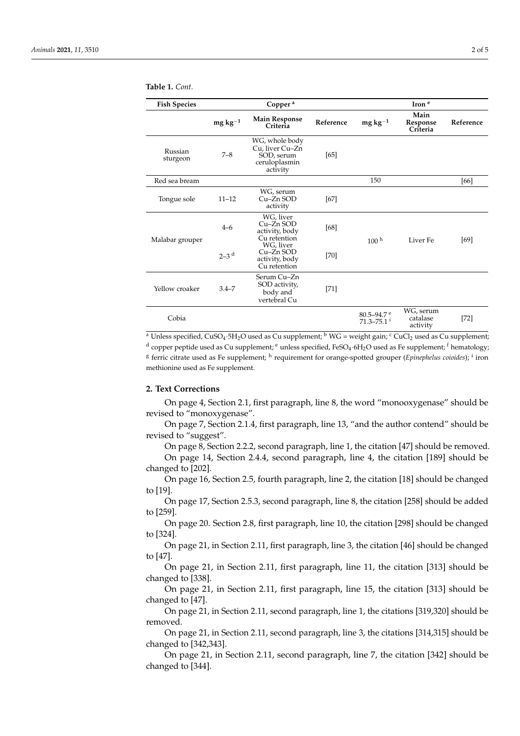**Table 1.** *Cont.*

| Fish Species | Copper [a] | | | Iron [e] | | |
|---|---|---|---|---|---|---|
| | mg $kg^{-1}$ | Main Response Criteria | Reference | mg $kg^{-1}$ | Main Response Criteria | Reference |
| Russian sturgeon | 7–8 | WG, whole body Cu, liver Cu–Zn SOD, serum ceruloplasmin activity | [65] | | | |
| Red sea bream | | | | 150 | | [66] |
| Tongue sole | 11–12 | WG, serum Cu–Zn SOD activity | [67] | | | |
| Malabar grouper | 4–6 | WG, liver Cu–Zn SOD activity, body Cu retention | [68] | 100 [h] | Liver Fe | [69] |
| | 2–3 [d] | WG, liver Cu–Zn SOD activity, body Cu retention | [70] | | | |
| Yellow croaker | 3.4–7 | Serum Cu–Zn SOD activity, body and vertebral Cu | [71] | | | |
| Cobia | | | | 80.5–94.7 [e] 71.3–75.1 [i] | WG, serum catalase activity | [72] |

[a] Unless specified, $CuSO_4 \cdot 5H_2O$ used as Cu supplement; [b] WG = weight gain; [c] $CuCl_2$ used as Cu supplement; [d] copper peptide used as Cu supplement; [e] unless specified, $FeSO_4 \cdot 6H_2O$ used as Fe supplement; [f] hematology; [g] ferric citrate used as Fe supplement; [h] requirement for orange-spotted grouper (*Epinephelus coioides*); [i] iron methionine used as Fe supplement.

## 2. Text Corrections

On page 4, Section 2.1, first paragraph, line 8, the word "monooxygenase" should be revised to "monoxygenase".

On page 7, Section 2.1.4, first paragraph, line 13, "and the author contend" should be revised to "suggest".

On page 8, Section 2.2.2, second paragraph, line 1, the citation [47] should be removed.

On page 14, Section 2.4.4, second paragraph, line 4, the citation [189] should be changed to [202].

On page 16, Section 2.5, fourth paragraph, line 2, the citation [18] should be changed to [19].

On page 17, Section 2.5.3, second paragraph, line 8, the citation [258] should be added to [259].

On page 20. Section 2.8, first paragraph, line 10, the citation [298] should be changed to [324].

On page 21, in Section 2.11, first paragraph, line 3, the citation [46] should be changed to [47].

On page 21, in Section 2.11, first paragraph, line 11, the citation [313] should be changed to [338].

On page 21, in Section 2.11, first paragraph, line 15, the citation [313] should be changed to [47].

On page 21, in Section 2.11, second paragraph, line 1, the citations [319,320] should be removed.

On page 21, in Section 2.11, second paragraph, line 3, the citations [314,315] should be changed to [342,343].

On page 21, in Section 2.11, second paragraph, line 7, the citation [342] should be changed to [344].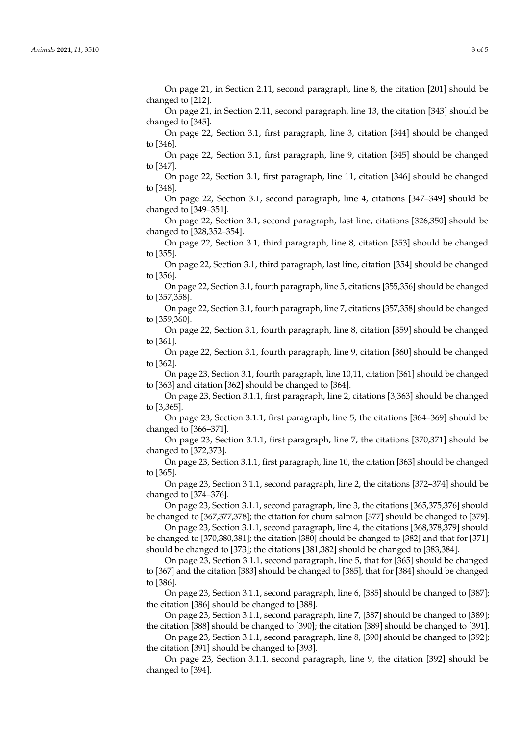On page 21, in Section 2.11, second paragraph, line 8, the citation [201] should be changed to [212].

On page 21, in Section 2.11, second paragraph, line 13, the citation [343] should be changed to [345].

On page 22, Section 3.1, first paragraph, line 3, citation [344] should be changed to [346].

On page 22, Section 3.1, first paragraph, line 9, citation [345] should be changed to [347].

On page 22, Section 3.1, first paragraph, line 11, citation [346] should be changed to [348].

On page 22, Section 3.1, second paragraph, line 4, citations [347–349] should be changed to [349–351].

On page 22, Section 3.1, second paragraph, last line, citations [326,350] should be changed to [328,352–354].

On page 22, Section 3.1, third paragraph, line 8, citation [353] should be changed to [355].

On page 22, Section 3.1, third paragraph, last line, citation [354] should be changed to [356].

On page 22, Section 3.1, fourth paragraph, line 5, citations [355,356] should be changed to [357,358].

On page 22, Section 3.1, fourth paragraph, line 7, citations [357,358] should be changed to [359,360].

On page 22, Section 3.1, fourth paragraph, line 8, citation [359] should be changed to [361].

On page 22, Section 3.1, fourth paragraph, line 9, citation [360] should be changed to [362].

On page 23, Section 3.1, fourth paragraph, line 10,11, citation [361] should be changed to [363] and citation [362] should be changed to [364].

On page 23, Section 3.1.1, first paragraph, line 2, citations [3,363] should be changed to [3,365].

On page 23, Section 3.1.1, first paragraph, line 5, the citations [364–369] should be changed to [366–371].

On page 23, Section 3.1.1, first paragraph, line 7, the citations [370,371] should be changed to [372,373].

On page 23, Section 3.1.1, first paragraph, line 10, the citation [363] should be changed to [365].

On page 23, Section 3.1.1, second paragraph, line 2, the citations [372–374] should be changed to [374–376].

On page 23, Section 3.1.1, second paragraph, line 3, the citations [365,375,376] should be changed to [367,377,378]; the citation for chum salmon [377] should be changed to [379].

On page 23, Section 3.1.1, second paragraph, line 4, the citations [368,378,379] should be changed to [370,380,381]; the citation [380] should be changed to [382] and that for [371] should be changed to [373]; the citations [381,382] should be changed to [383,384].

On page 23, Section 3.1.1, second paragraph, line 5, that for [365] should be changed to [367] and the citation [383] should be changed to [385], that for [384] should be changed to [386].

On page 23, Section 3.1.1, second paragraph, line 6, [385] should be changed to [387]; the citation [386] should be changed to [388].

On page 23, Section 3.1.1, second paragraph, line 7, [387] should be changed to [389]; the citation [388] should be changed to [390]; the citation [389] should be changed to [391].

On page 23, Section 3.1.1, second paragraph, line 8, [390] should be changed to [392]; the citation [391] should be changed to [393].

On page 23, Section 3.1.1, second paragraph, line 9, the citation [392] should be changed to [394].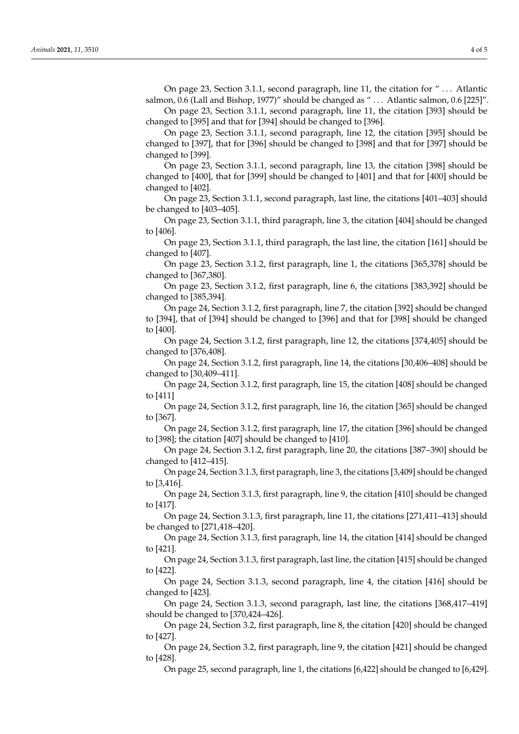On page 23, Section 3.1.1, second paragraph, line 11, the citation for " . . . Atlantic salmon, 0.6 (Lall and Bishop, 1977)" should be changed as " . . . Atlantic salmon, 0.6 [225]".

On page 23, Section 3.1.1, second paragraph, line 11, the citation [393] should be changed to [395] and that for [394] should be changed to [396].

On page 23, Section 3.1.1, second paragraph, line 12, the citation [395] should be changed to [397], that for [396] should be changed to [398] and that for [397] should be changed to [399].

On page 23, Section 3.1.1, second paragraph, line 13, the citation [398] should be changed to [400], that for [399] should be changed to [401] and that for [400] should be changed to [402].

On page 23, Section 3.1.1, second paragraph, last line, the citations [401–403] should be changed to [403–405].

On page 23, Section 3.1.1, third paragraph, line 3, the citation [404] should be changed to [406].

On page 23, Section 3.1.1, third paragraph, the last line, the citation [161] should be changed to [407].

On page 23, Section 3.1.2, first paragraph, line 1, the citations [365,378] should be changed to [367,380].

On page 23, Section 3.1.2, first paragraph, line 6, the citations [383,392] should be changed to [385,394].

On page 24, Section 3.1.2, first paragraph, line 7, the citation [392] should be changed to [394], that of [394] should be changed to [396] and that for [398] should be changed to [400].

On page 24, Section 3.1.2, first paragraph, line 12, the citations [374,405] should be changed to [376,408].

On page 24, Section 3.1.2, first paragraph, line 14, the citations [30,406–408] should be changed to [30,409–411].

On page 24, Section 3.1.2, first paragraph, line 15, the citation [408] should be changed to [411]

On page 24, Section 3.1.2, first paragraph, line 16, the citation [365] should be changed to [367].

On page 24, Section 3.1.2, first paragraph, line 17, the citation [396] should be changed to [398]; the citation [407] should be changed to [410].

On page 24, Section 3.1.2, first paragraph, line 20, the citations [387–390] should be changed to [412–415].

On page 24, Section 3.1.3, first paragraph, line 3, the citations [3,409] should be changed to [3,416].

On page 24, Section 3.1.3, first paragraph, line 9, the citation [410] should be changed to [417].

On page 24, Section 3.1.3, first paragraph, line 11, the citations [271,411–413] should be changed to [271,418–420].

On page 24, Section 3.1.3, first paragraph, line 14, the citation [414] should be changed to [421].

On page 24, Section 3.1.3, first paragraph, last line, the citation [415] should be changed to [422].

On page 24, Section 3.1.3, second paragraph, line 4, the citation [416] should be changed to [423].

On page 24, Section 3.1.3, second paragraph, last line, the citations [368,417–419] should be changed to [370,424–426].

On page 24, Section 3.2, first paragraph, line 8, the citation [420] should be changed to [427].

On page 24, Section 3.2, first paragraph, line 9, the citation [421] should be changed to [428].

On page 25, second paragraph, line 1, the citations [6,422] should be changed to [6,429].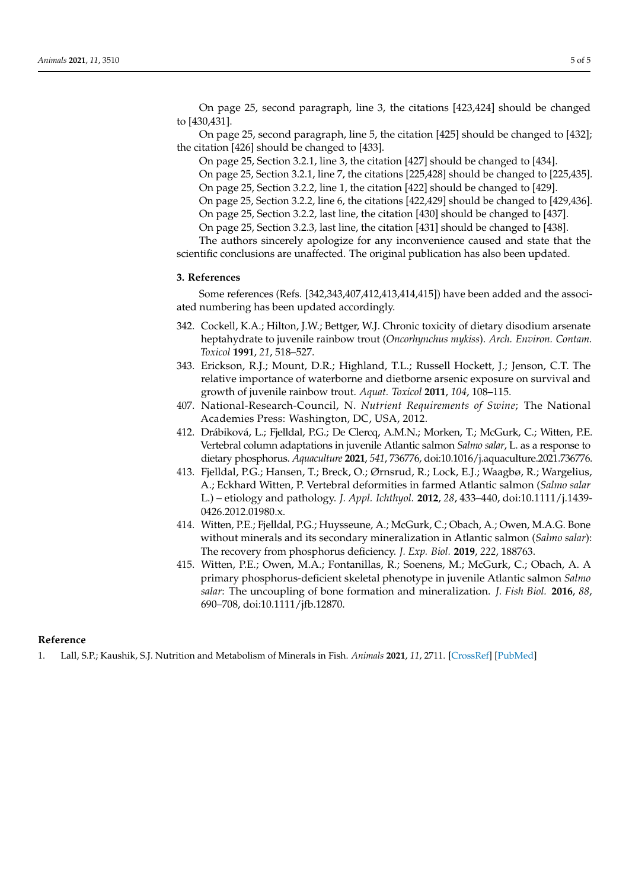On page 25, second paragraph, line 3, the citations [423,424] should be changed to [430,431].

On page 25, second paragraph, line 5, the citation [425] should be changed to [432]; the citation [426] should be changed to [433].

On page 25, Section 3.2.1, line 3, the citation [427] should be changed to [434].

On page 25, Section 3.2.1, line 7, the citations [225,428] should be changed to [225,435].

On page 25, Section 3.2.2, line 1, the citation [422] should be changed to [429].

On page 25, Section 3.2.2, line 6, the citations [422,429] should be changed to [429,436].

On page 25, Section 3.2.2, last line, the citation [430] should be changed to [437].

On page 25, Section 3.2.3, last line, the citation [431] should be changed to [438].

The authors sincerely apologize for any inconvenience caused and state that the scientific conclusions are unaffected. The original publication has also been updated.

### 3. References

Some references (Refs. [342,343,407,412,413,414,415]) have been added and the associated numbering has been updated accordingly.

342. Cockell, K.A.; Hilton, J.W.; Bettger, W.J. Chronic toxicity of dietary disodium arsenate heptahydrate to juvenile rainbow trout (*Oncorhynchus mykiss*). *Arch. Environ. Contam. Toxicol* **1991**, *21*, 518–527.
343. Erickson, R.J.; Mount, D.R.; Highland, T.L.; Russell Hockett, J.; Jenson, C.T. The relative importance of waterborne and dietborne arsenic exposure on survival and growth of juvenile rainbow trout. *Aquat. Toxicol* **2011**, *104*, 108–115.
407. National-Research-Council, N. *Nutrient Requirements of Swine*; The National Academies Press: Washington, DC, USA, 2012.
412. Drábiková, L.; Fjelldal, P.G.; De Clercq, A.M.N.; Morken, T.; McGurk, C.; Witten, P.E. Vertebral column adaptations in juvenile Atlantic salmon *Salmo salar*, L. as a response to dietary phosphorus. *Aquaculture* **2021**, *541*, 736776, doi:10.1016/j.aquaculture.2021.736776.
413. Fjelldal, P.G.; Hansen, T.; Breck, O.; Ørnsrud, R.; Lock, E.J.; Waagbø, R.; Wargelius, A.; Eckhard Witten, P. Vertebral deformities in farmed Atlantic salmon (*Salmo salar* L.) – etiology and pathology. *J. Appl. Ichthyol.* **2012**, *28*, 433–440, doi:10.1111/j.1439-0426.2012.01980.x.
414. Witten, P.E.; Fjelldal, P.G.; Huysseune, A.; McGurk, C.; Obach, A.; Owen, M.A.G. Bone without minerals and its secondary mineralization in Atlantic salmon (*Salmo salar*): The recovery from phosphorus deficiency. *J. Exp. Biol.* **2019**, *222*, 188763.
415. Witten, P.E.; Owen, M.A.; Fontanillas, R.; Soenens, M.; McGurk, C.; Obach, A. A primary phosphorus-deficient skeletal phenotype in juvenile Atlantic salmon *Salmo salar*: The uncoupling of bone formation and mineralization. *J. Fish Biol.* **2016**, *88*, 690–708, doi:10.1111/jfb.12870.

## Reference

1. Lall, S.P.; Kaushik, S.J. Nutrition and Metabolism of Minerals in Fish. *Animals* **2021**, *11*, 2711. [CrossRef] [PubMed]